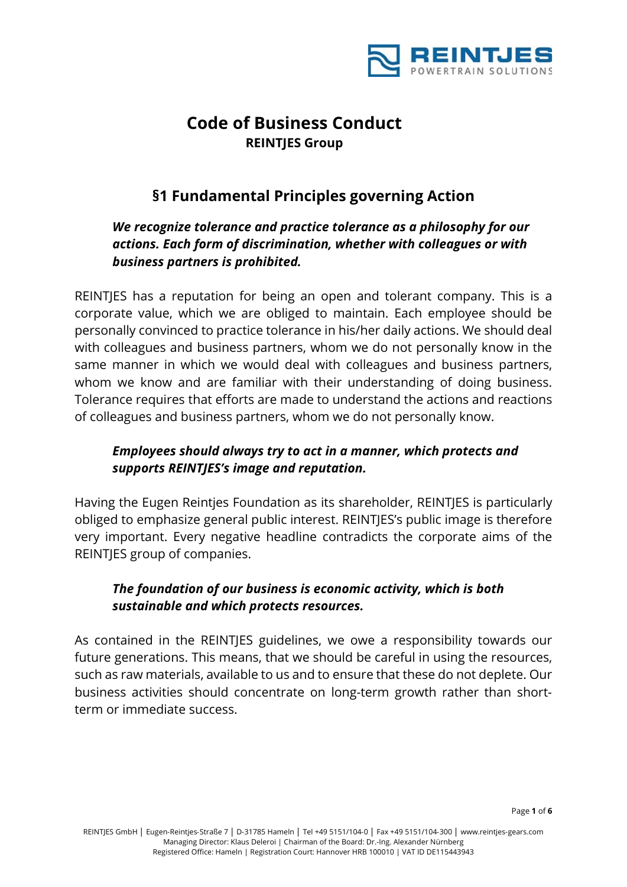# Code of Business Conduct

**REINTJES Group**

## §1 Fundamental Principles governing Action

***We recognize tolerance and practice tolerance as a philosophy for our actions. Each form of discrimination, whether with colleagues or with business partners is prohibited.***

REINTJES has a reputation for being an open and tolerant company. This is a corporate value, which we are obliged to maintain. Each employee should be personally convinced to practice tolerance in his/her daily actions. We should deal with colleagues and business partners, whom we do not personally know in the same manner in which we would deal with colleagues and business partners, whom we know and are familiar with their understanding of doing business. Tolerance requires that efforts are made to understand the actions and reactions of colleagues and business partners, whom we do not personally know.

***Employees should always try to act in a manner, which protects and supports REINTJES's image and reputation.***

Having the Eugen Reintjes Foundation as its shareholder, REINTJES is particularly obliged to emphasize general public interest. REINTJES's public image is therefore very important. Every negative headline contradicts the corporate aims of the REINTJES group of companies.

***The foundation of our business is economic activity, which is both sustainable and which protects resources.***

As contained in the REINTJES guidelines, we owe a responsibility towards our future generations. This means, that we should be careful in using the resources, such as raw materials, available to us and to ensure that these do not deplete. Our business activities should concentrate on long-term growth rather than short-term or immediate success.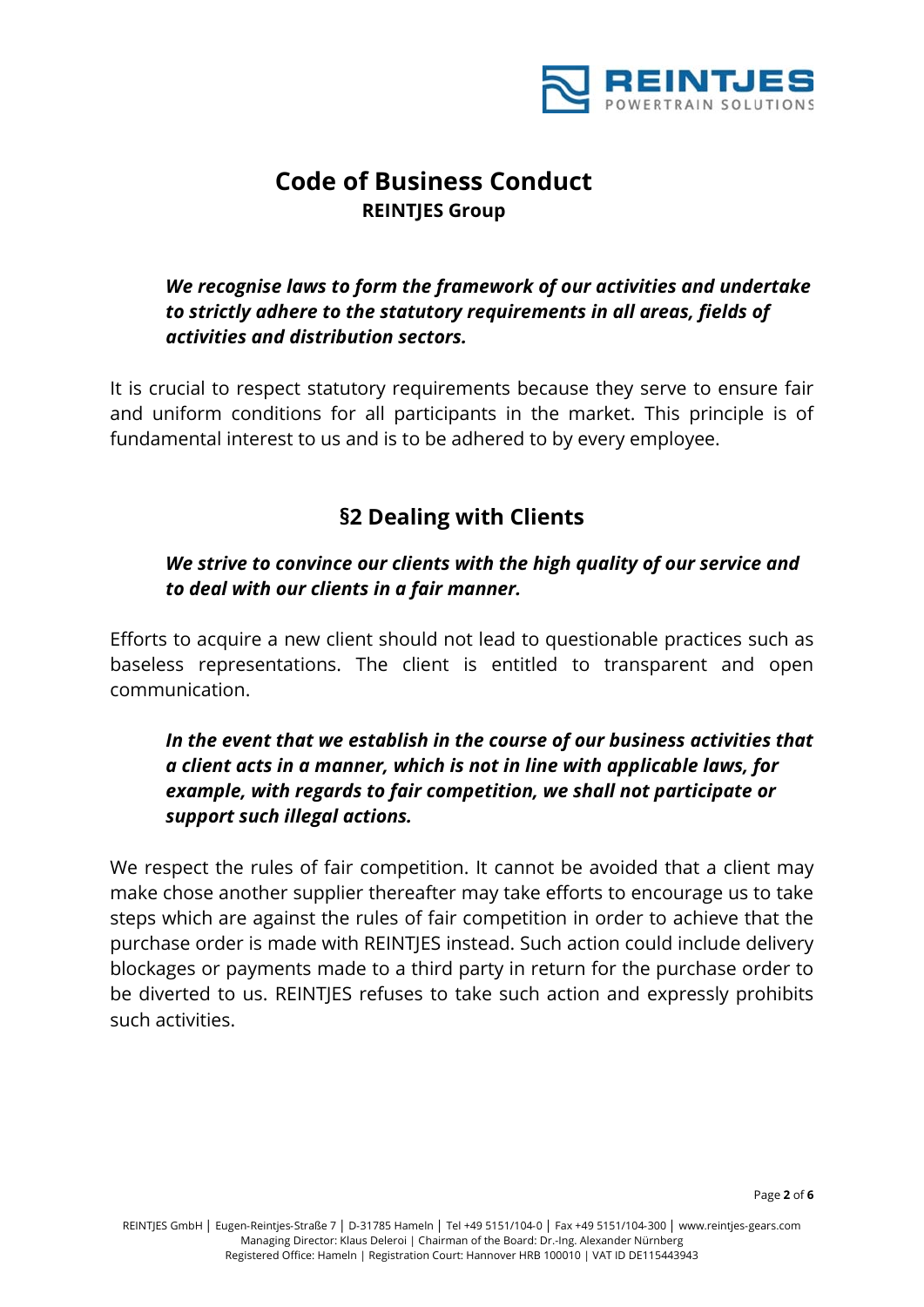# Code of Business Conduct

**REINTJES Group**

***We recognise laws to form the framework of our activities and undertake to strictly adhere to the statutory requirements in all areas, fields of activities and distribution sectors.***

It is crucial to respect statutory requirements because they serve to ensure fair and uniform conditions for all participants in the market. This principle is of fundamental interest to us and is to be adhered to by every employee.

## §2 Dealing with Clients

***We strive to convince our clients with the high quality of our service and to deal with our clients in a fair manner.***

Efforts to acquire a new client should not lead to questionable practices such as baseless representations. The client is entitled to transparent and open communication.

***In the event that we establish in the course of our business activities that a client acts in a manner, which is not in line with applicable laws, for example, with regards to fair competition, we shall not participate or support such illegal actions.***

We respect the rules of fair competition. It cannot be avoided that a client may make chose another supplier thereafter may take efforts to encourage us to take steps which are against the rules of fair competition in order to achieve that the purchase order is made with REINTJES instead. Such action could include delivery blockages or payments made to a third party in return for the purchase order to be diverted to us. REINTJES refuses to take such action and expressly prohibits such activities.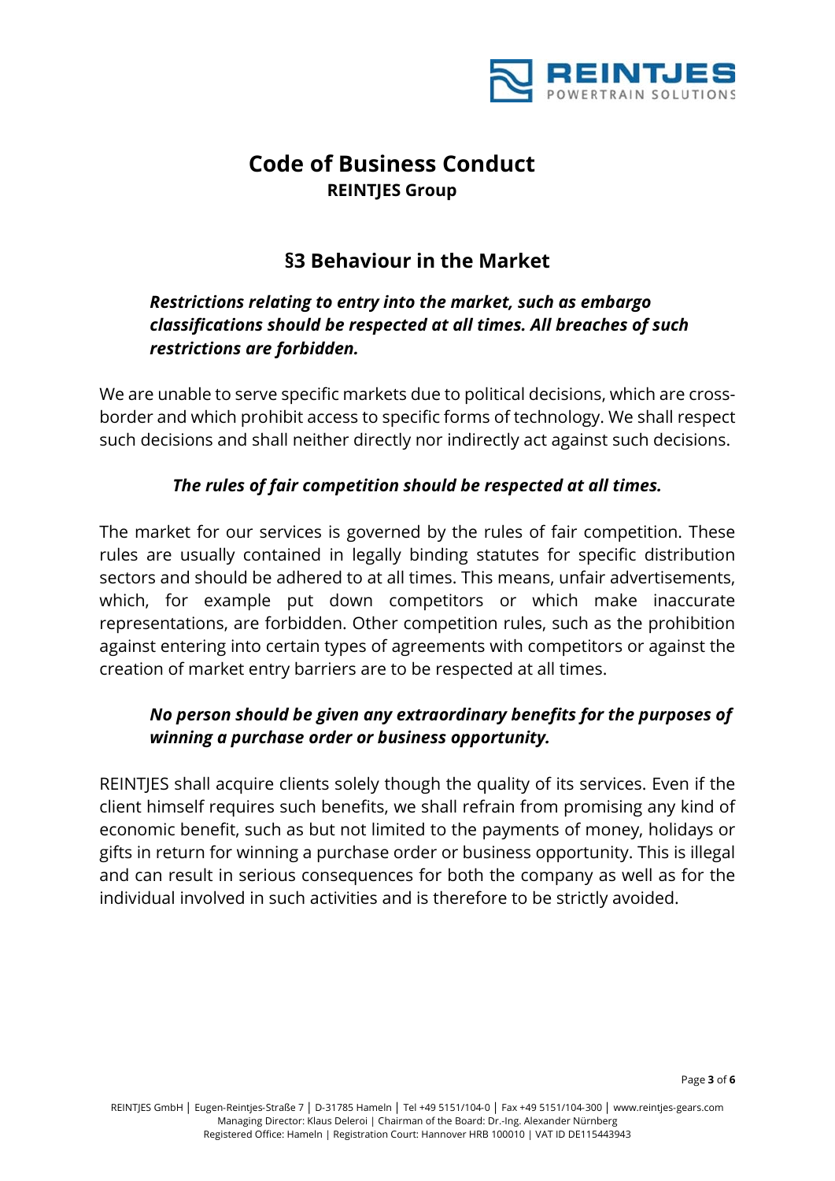# Code of Business Conduct

**REINTJES Group**

## §3 Behaviour in the Market

***Restrictions relating to entry into the market, such as embargo classifications should be respected at all times. All breaches of such restrictions are forbidden.***

We are unable to serve specific markets due to political decisions, which are cross-border and which prohibit access to specific forms of technology. We shall respect such decisions and shall neither directly nor indirectly act against such decisions.

***The rules of fair competition should be respected at all times.***

The market for our services is governed by the rules of fair competition. These rules are usually contained in legally binding statutes for specific distribution sectors and should be adhered to at all times. This means, unfair advertisements, which, for example put down competitors or which make inaccurate representations, are forbidden. Other competition rules, such as the prohibition against entering into certain types of agreements with competitors or against the creation of market entry barriers are to be respected at all times.

***No person should be given any extraordinary benefits for the purposes of winning a purchase order or business opportunity.***

REINTJES shall acquire clients solely though the quality of its services. Even if the client himself requires such benefits, we shall refrain from promising any kind of economic benefit, such as but not limited to the payments of money, holidays or gifts in return for winning a purchase order or business opportunity. This is illegal and can result in serious consequences for both the company as well as for the individual involved in such activities and is therefore to be strictly avoided.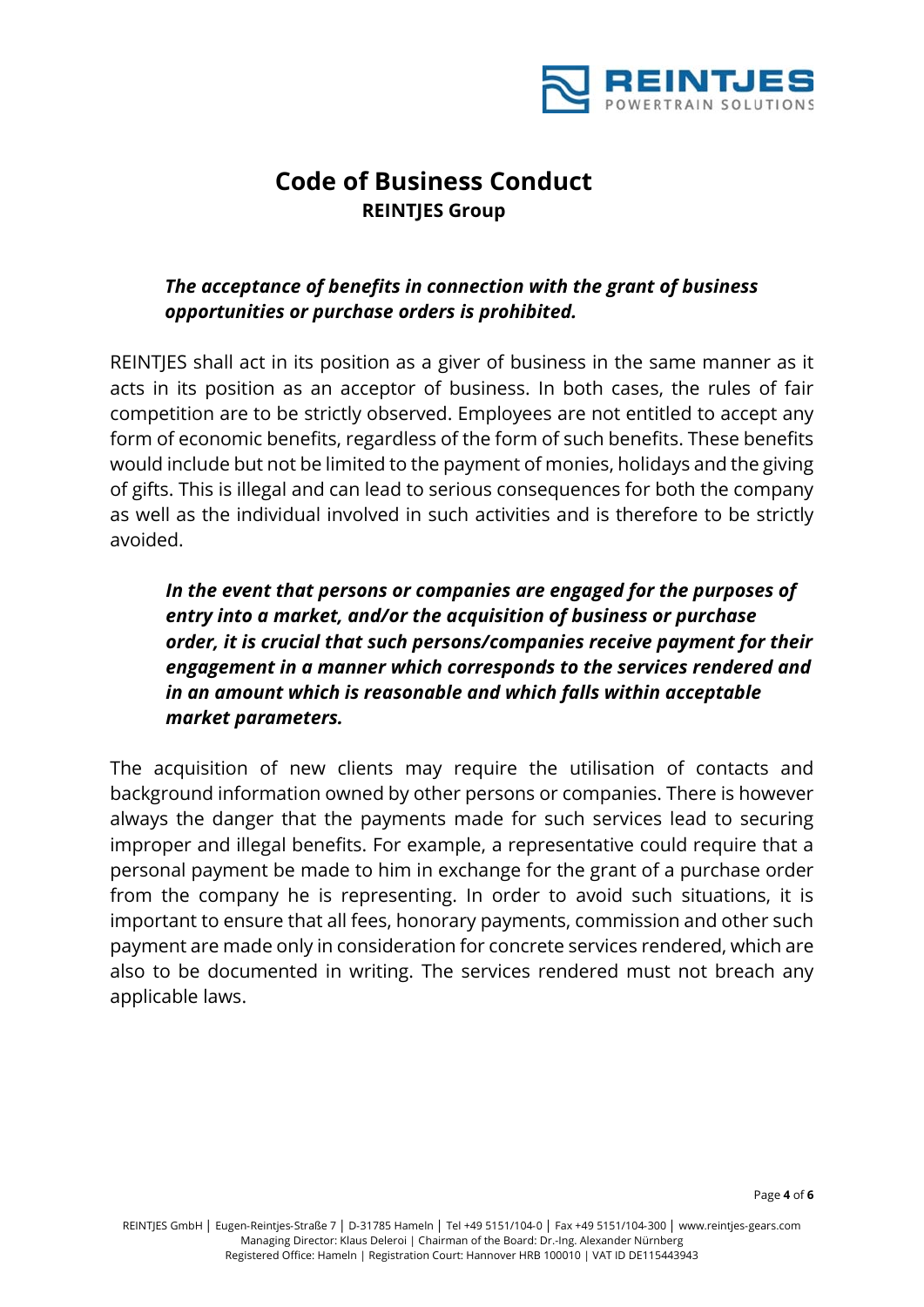# Code of Business Conduct
## REINTJES Group

***The acceptance of benefits in connection with the grant of business opportunities or purchase orders is prohibited.***

REINTJES shall act in its position as a giver of business in the same manner as it acts in its position as an acceptor of business. In both cases, the rules of fair competition are to be strictly observed. Employees are not entitled to accept any form of economic benefits, regardless of the form of such benefits. These benefits would include but not be limited to the payment of monies, holidays and the giving of gifts. This is illegal and can lead to serious consequences for both the company as well as the individual involved in such activities and is therefore to be strictly avoided.

***In the event that persons or companies are engaged for the purposes of entry into a market, and/or the acquisition of business or purchase order, it is crucial that such persons/companies receive payment for their engagement in a manner which corresponds to the services rendered and in an amount which is reasonable and which falls within acceptable market parameters.***

The acquisition of new clients may require the utilisation of contacts and background information owned by other persons or companies. There is however always the danger that the payments made for such services lead to securing improper and illegal benefits. For example, a representative could require that a personal payment be made to him in exchange for the grant of a purchase order from the company he is representing. In order to avoid such situations, it is important to ensure that all fees, honorary payments, commission and other such payment are made only in consideration for concrete services rendered, which are also to be documented in writing. The services rendered must not breach any applicable laws.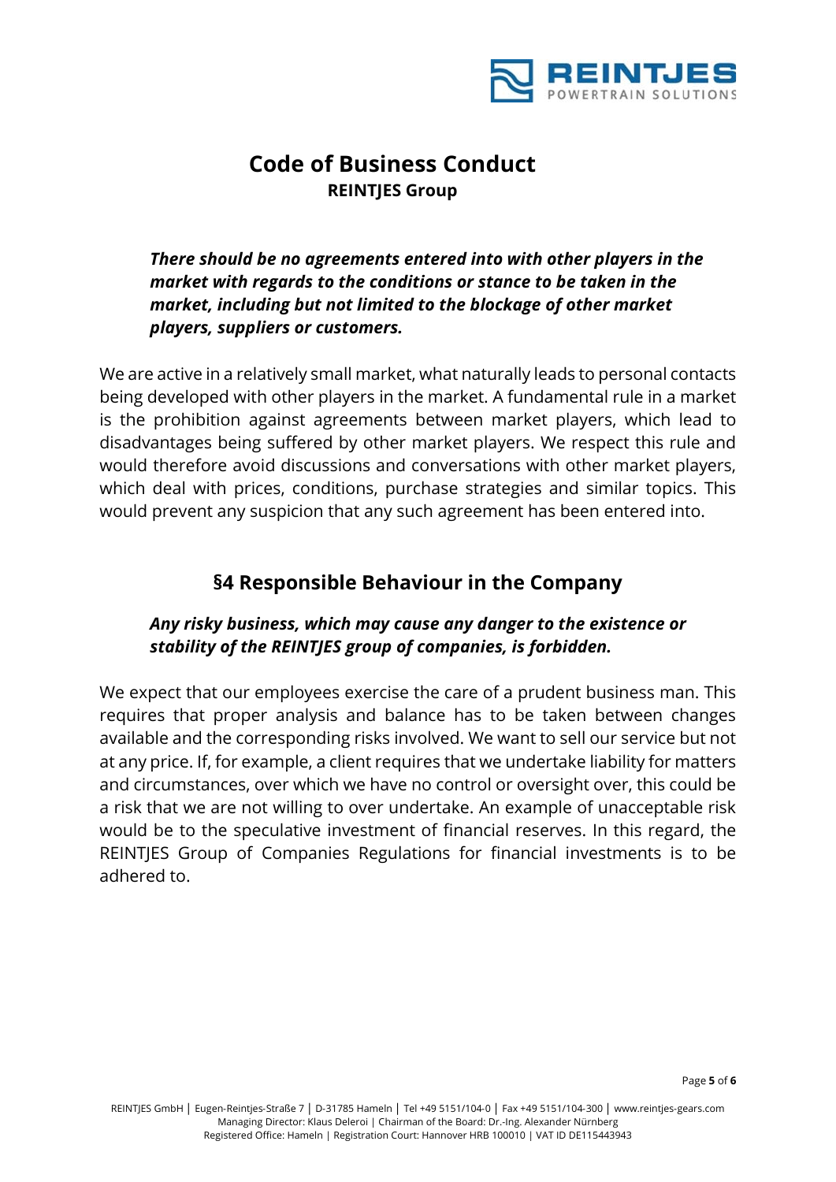# Code of Business Conduct

**REINTJES Group**

***There should be no agreements entered into with other players in the market with regards to the conditions or stance to be taken in the market, including but not limited to the blockage of other market players, suppliers or customers.***

We are active in a relatively small market, what naturally leads to personal contacts being developed with other players in the market. A fundamental rule in a market is the prohibition against agreements between market players, which lead to disadvantages being suffered by other market players. We respect this rule and would therefore avoid discussions and conversations with other market players, which deal with prices, conditions, purchase strategies and similar topics. This would prevent any suspicion that any such agreement has been entered into.

## §4 Responsible Behaviour in the Company

***Any risky business, which may cause any danger to the existence or stability of the REINTJES group of companies, is forbidden.***

We expect that our employees exercise the care of a prudent business man. This requires that proper analysis and balance has to be taken between changes available and the corresponding risks involved. We want to sell our service but not at any price. If, for example, a client requires that we undertake liability for matters and circumstances, over which we have no control or oversight over, this could be a risk that we are not willing to over undertake. An example of unacceptable risk would be to the speculative investment of financial reserves. In this regard, the REINTJES Group of Companies Regulations for financial investments is to be adhered to.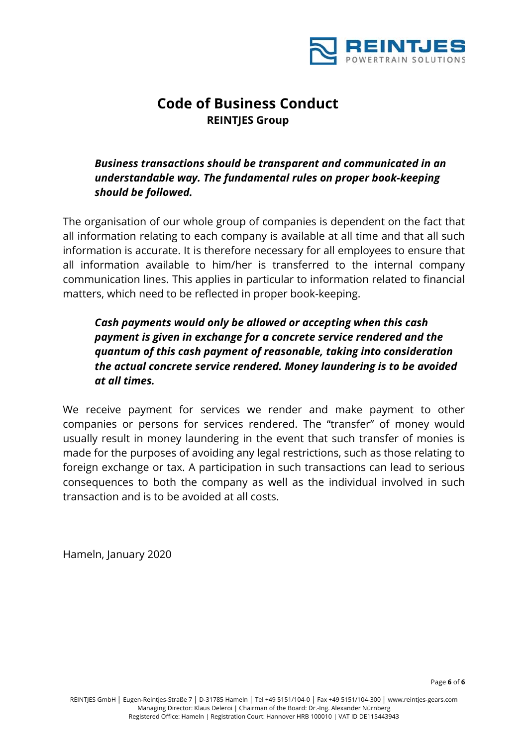# Code of Business Conduct

**REINTJES Group**

***Business transactions should be transparent and communicated in an understandable way. The fundamental rules on proper book-keeping should be followed.***

The organisation of our whole group of companies is dependent on the fact that all information relating to each company is available at all time and that all such information is accurate. It is therefore necessary for all employees to ensure that all information available to him/her is transferred to the internal company communication lines. This applies in particular to information related to financial matters, which need to be reflected in proper book-keeping.

***Cash payments would only be allowed or accepting when this cash payment is given in exchange for a concrete service rendered and the quantum of this cash payment of reasonable, taking into consideration the actual concrete service rendered. Money laundering is to be avoided at all times.***

We receive payment for services we render and make payment to other companies or persons for services rendered. The "transfer" of money would usually result in money laundering in the event that such transfer of monies is made for the purposes of avoiding any legal restrictions, such as those relating to foreign exchange or tax. A participation in such transactions can lead to serious consequences to both the company as well as the individual involved in such transaction and is to be avoided at all costs.

Hameln, January 2020